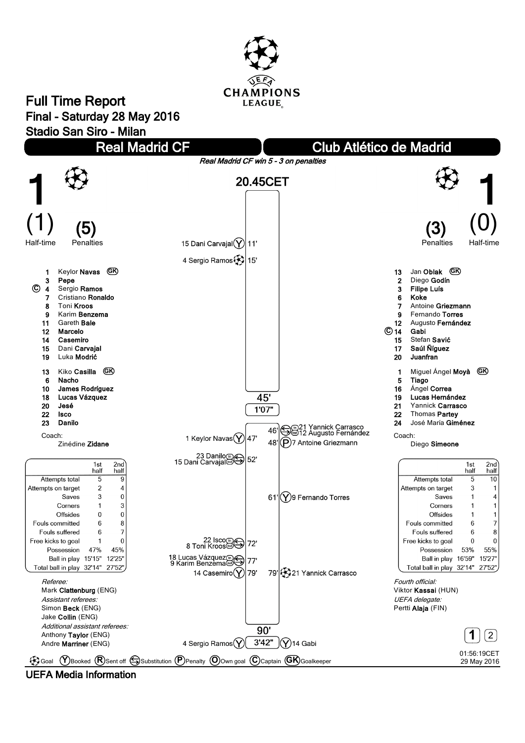# Full Time Report

## Final - Saturday 28 May 2016

## Stadio San Siro - Milan

| Real Madrid CF | | Club Atlético de Madrid |
|---|---|---|
| **1** | 20.45CET | **1** |
| (1) Half-time | | (0) Half-time |
| (5) Penalties | | (3) Penalties |

*Real Madrid CF win 5 - 3 on penalties*

### Events

| Real Madrid CF | Minute | Club Atlético de Madrid |
|---|---|---|
| 15 Dani Carvajal (Y) | 11' | |
| 4 Sergio Ramos (Goal) | 15' | |
| | 45' (1'07") | |
| | 46' | (Substitution) in: 21 Yannick Carrasco, out: 12 Augusto Fernández |
| 1 Keylor Navas (Y) | 47' | |
| | 48' | (P) 7 Antoine Griezmann |
| (Substitution) in: 23 Danilo, out: 15 Dani Carvajal | 52' | |
| | 61' | (Y) 9 Fernando Torres |
| (Substitution) in: 22 Isco, out: 8 Toni Kroos | 72' | |
| (Substitution) in: 18 Lucas Vázquez, out: 9 Karim Benzema | 77' | |
| 14 Casemiro (Y) | 79' | |
| | 79' | (Goal) 21 Yannick Carrasco |
| | 90' (3'42") | |
| 4 Sergio Ramos (Y) | | (Y) 14 Gabi |

### Real Madrid CF

1 Keylor **Navas** (GK)
3 **Pepe**
(C) 4 Sergio **Ramos**
7 Cristiano **Ronaldo**
8 Toni **Kroos**
9 Karim **Benzema**
11 Gareth **Bale**
12 **Marcelo**
14 **Casemiro**
15 Dani **Carvajal**
19 Luka **Modrić**

13 Kiko **Casilla** (GK)
6 **Nacho**
10 **James Rodríguez**
18 **Lucas Vázquez**
20 **Jesé**
22 **Isco**
23 **Danilo**

Coach:
Zinédine **Zidane**

| | 1st half | 2nd half |
|---|---|---|
| Attempts total | 5 | 9 |
| Attempts on target | 2 | 4 |
| Saves | 3 | 0 |
| Corners | 1 | 3 |
| Offsides | 0 | 0 |
| Fouls committed | 6 | 8 |
| Fouls suffered | 6 | 7 |
| Free kicks to goal | 1 | 0 |
| Possession | 47% | 45% |
| Ball in play | 15'15" | 12'25" |
| Total ball in play | 32'14" | 27'52" |

### Club Atlético de Madrid

13 Jan **Oblak** (GK)
2 Diego **Godín**
3 **Filipe Luís**
6 **Koke**
7 Antoine **Griezmann**
9 Fernando **Torres**
12 Augusto **Fernández**
(C) 14 **Gabi**
15 Stefan **Savić**
17 **Saúl Ñíguez**
20 **Juanfran**

1 Miguel Ángel **Moyà** (GK)
5 **Tiago**
16 Ángel **Correa**
19 **Lucas Hernández**
21 Yannick **Carrasco**
22 Thomas **Partey**
24 José María **Giménez**

Coach:
Diego **Simeone**

| | 1st half | 2nd half |
|---|---|---|
| Attempts total | 5 | 10 |
| Attempts on target | 3 | 1 |
| Saves | 1 | 4 |
| Corners | 1 | 1 |
| Offsides | 1 | 1 |
| Fouls committed | 6 | 7 |
| Fouls suffered | 6 | 8 |
| Free kicks to goal | 0 | 0 |
| Possession | 53% | 55% |
| Ball in play | 16'59" | 15'27" |
| Total ball in play | 32'14" | 27'52" |

### Officials

*Referee:*
Mark **Clattenburg** (ENG)

*Assistant referees:*
Simon **Beck** (ENG)
Jake **Collin** (ENG)

*Additional assistant referees:*
Anthony **Taylor** (ENG)
Andre **Marriner** (ENG)

*Fourth official:*
Viktor **Kassai** (HUN)

*UEFA delegate:*
Pertti **Alaja** (FIN)

01:56:19CET
29 May 2016

Goal · (Y) Booked · (R) Sent off · Substitution · (P) Penalty · (O) Own goal · (C) Captain · (GK) Goalkeeper

**UEFA Media Information**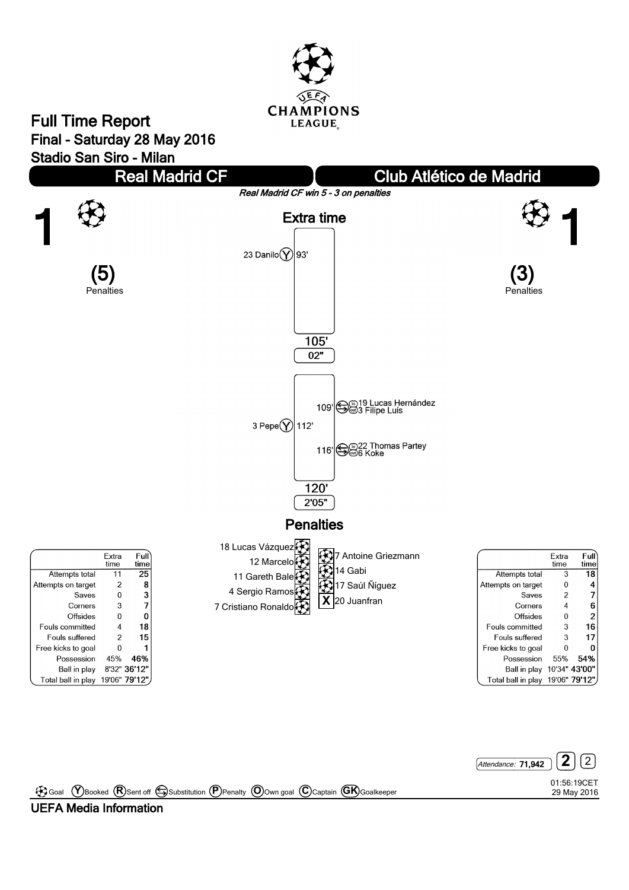# Full Time Report

## Final - Saturday 28 May 2016

## Stadio San Siro - Milan

**Real Madrid CF** — **Club Atlético de Madrid**

*Real Madrid CF win 5 - 3 on penalties*

**1** — **1**

(5) Penalties — (3) Penalties

### Extra time

23 Danilo (Y) 93'

105'
02"

109' Substitution: in 19 Lucas Hernández, out 3 Filipe Luís

3 Pepe (Y) 112'

116' Substitution: in 22 Thomas Partey, out 6 Koke

120'
2'05"

### Penalties

| Real Madrid CF | | Club Atlético de Madrid | |
|---|---|---|---|
| 18 Lucas Vázquez | Goal | 7 Antoine Griezmann | Goal |
| 12 Marcelo | Goal | 14 Gabi | Goal |
| 11 Gareth Bale | Goal | 17 Saúl Ñíguez | Goal |
| 4 Sergio Ramos | Goal | 20 Juanfran | X |
| 7 Cristiano Ronaldo | Goal | | |

**Real Madrid CF**

| | Extra time | Full time |
|---|---|---|
| Attempts total | 11 | **25** |
| Attempts on target | 2 | **8** |
| Saves | 0 | **3** |
| Corners | 3 | **7** |
| Offsides | 0 | **0** |
| Fouls committed | 4 | **18** |
| Fouls suffered | 2 | **15** |
| Free kicks to goal | 0 | **1** |
| Possession | 45% | **46%** |
| Ball in play | 8'32" | **36'12"** |
| Total ball in play | 19'06" | **79'12"** |

**Club Atlético de Madrid**

| | Extra time | Full time |
|---|---|---|
| Attempts total | 3 | **18** |
| Attempts on target | 0 | **4** |
| Saves | 2 | **7** |
| Corners | 4 | **6** |
| Offsides | 0 | **2** |
| Fouls committed | 3 | **16** |
| Fouls suffered | 3 | **17** |
| Free kicks to goal | 0 | **0** |
| Possession | 55% | **54%** |
| Ball in play | 10'34" | **43'00"** |
| Total ball in play | 19'06" | **79'12"** |

*Attendance:* **71,942**

Goal (Y) Booked (R) Sent off Substitution (P) Penalty (O) Own goal (C) Captain (GK) Goalkeeper

01:56:19CET
29 May 2016

UEFA Media Information